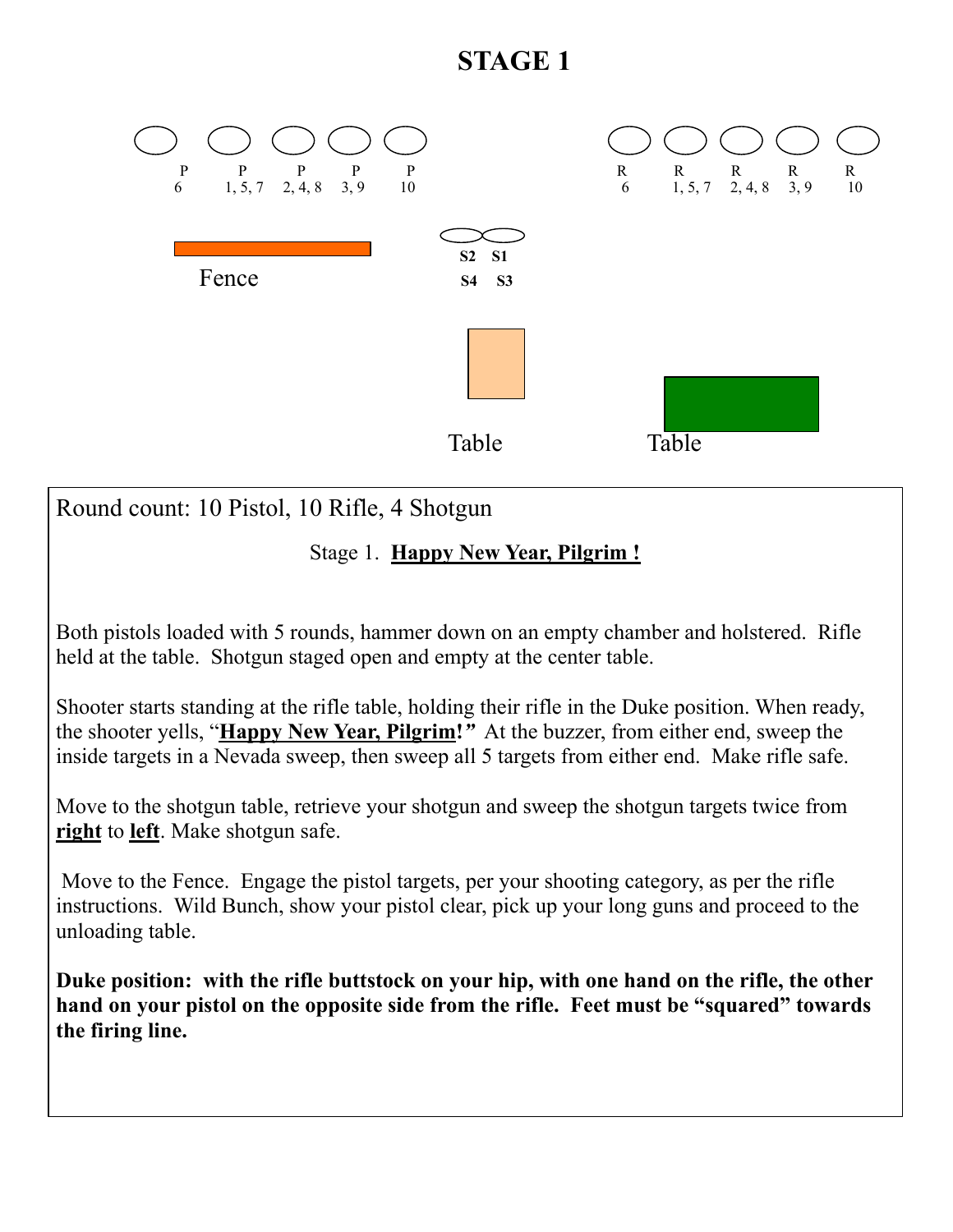# STAGE 1

P 6 | P 1, 5, 7 | P 2, 4, 8 | P 3, 9 | P 10

R 6 | R 1, 5, 7 | R 2, 4, 8 | R 3, 9 | R 10

S2 S1
S4 S3

Fence

Table

Table

Round count: 10 Pistol, 10 Rifle, 4 Shotgun

Stage 1. **Happy New Year, Pilgrim !**

Both pistols loaded with 5 rounds, hammer down on an empty chamber and holstered. Rifle held at the table. Shotgun staged open and empty at the center table.

Shooter starts standing at the rifle table, holding their rifle in the Duke position. When ready, the shooter yells, "**Happy New Year, Pilgrim!**" At the buzzer, from either end, sweep the inside targets in a Nevada sweep, then sweep all 5 targets from either end. Make rifle safe.

Move to the shotgun table, retrieve your shotgun and sweep the shotgun targets twice from **right** to **left**. Make shotgun safe.

Move to the Fence. Engage the pistol targets, per your shooting category, as per the rifle instructions. Wild Bunch, show your pistol clear, pick up your long guns and proceed to the unloading table.

**Duke position: with the rifle buttstock on your hip, with one hand on the rifle, the other hand on your pistol on the opposite side from the rifle. Feet must be "squared" towards the firing line.**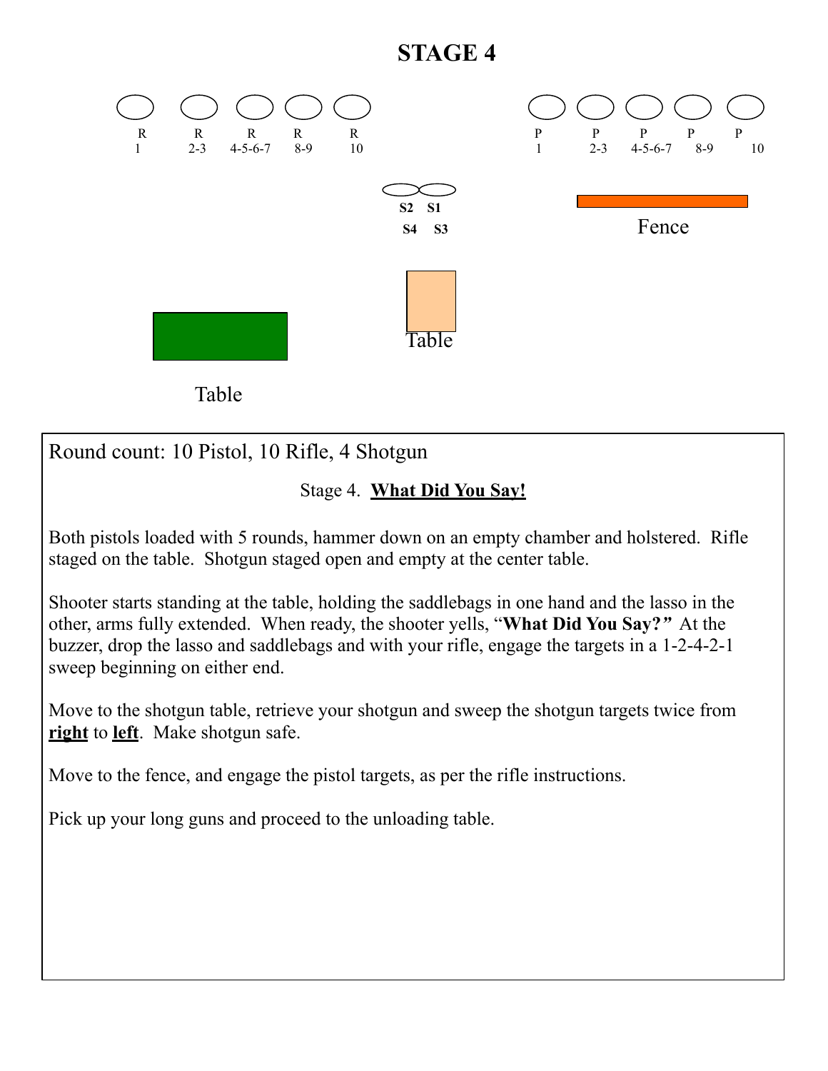# STAGE 4

| R | R | R | R | R |
|---|---|---|---|---|
| 1 | 2-3 | 4-5-6-7 | 8-9 | 10 |

| P | P | P | P | P |
|---|---|---|---|---|
| 1 | 2-3 | 4-5-6-7 | 8-9 | 10 |

S2 S1

S4 S3

Fence

Table

Table

Round count: 10 Pistol, 10 Rifle, 4 Shotgun

Stage 4. **What Did You Say!**

Both pistols loaded with 5 rounds, hammer down on an empty chamber and holstered. Rifle staged on the table. Shotgun staged open and empty at the center table.

Shooter starts standing at the table, holding the saddlebags in one hand and the lasso in the other, arms fully extended. When ready, the shooter yells, "**What Did You Say?**" At the buzzer, drop the lasso and saddlebags and with your rifle, engage the targets in a 1-2-4-2-1 sweep beginning on either end.

Move to the shotgun table, retrieve your shotgun and sweep the shotgun targets twice from **right** to **left**. Make shotgun safe.

Move to the fence, and engage the pistol targets, as per the rifle instructions.

Pick up your long guns and proceed to the unloading table.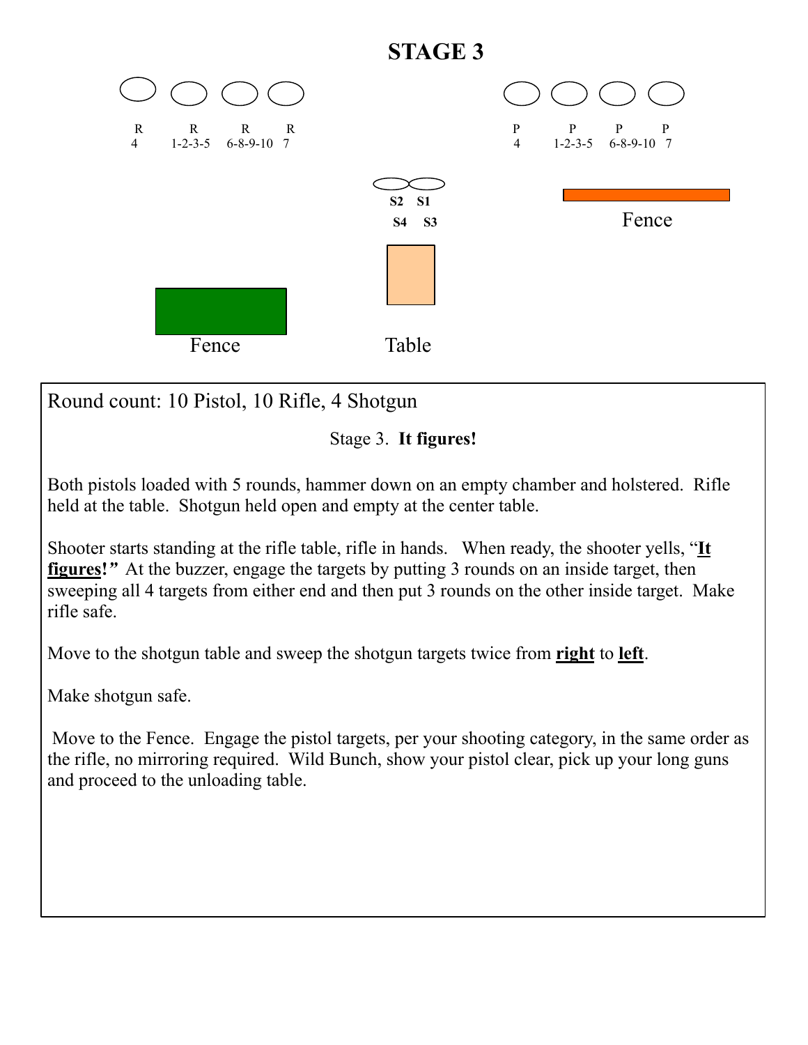# STAGE 3

| R | R | R | R | | P | P | P | P |
|---|---|---|---|---|---|---|---|---|
| 4 | 1-2-3-5 | 6-8-9-10 | 7 | | 4 | 1-2-3-5 | 6-8-9-10 | 7 |

S2 S1

S4 S3

Fence

Fence

Table

Round count: 10 Pistol, 10 Rifle, 4 Shotgun

Stage 3. **It figures!**

Both pistols loaded with 5 rounds, hammer down on an empty chamber and holstered. Rifle held at the table. Shotgun held open and empty at the center table.

Shooter starts standing at the rifle table, rifle in hands. When ready, the shooter yells, "***It figures!***" At the buzzer, engage the targets by putting 3 rounds on an inside target, then sweeping all 4 targets from either end and then put 3 rounds on the other inside target. Make rifle safe.

Move to the shotgun table and sweep the shotgun targets twice from **right** to **left**.

Make shotgun safe.

Move to the Fence. Engage the pistol targets, per your shooting category, in the same order as the rifle, no mirroring required. Wild Bunch, show your pistol clear, pick up your long guns and proceed to the unloading table.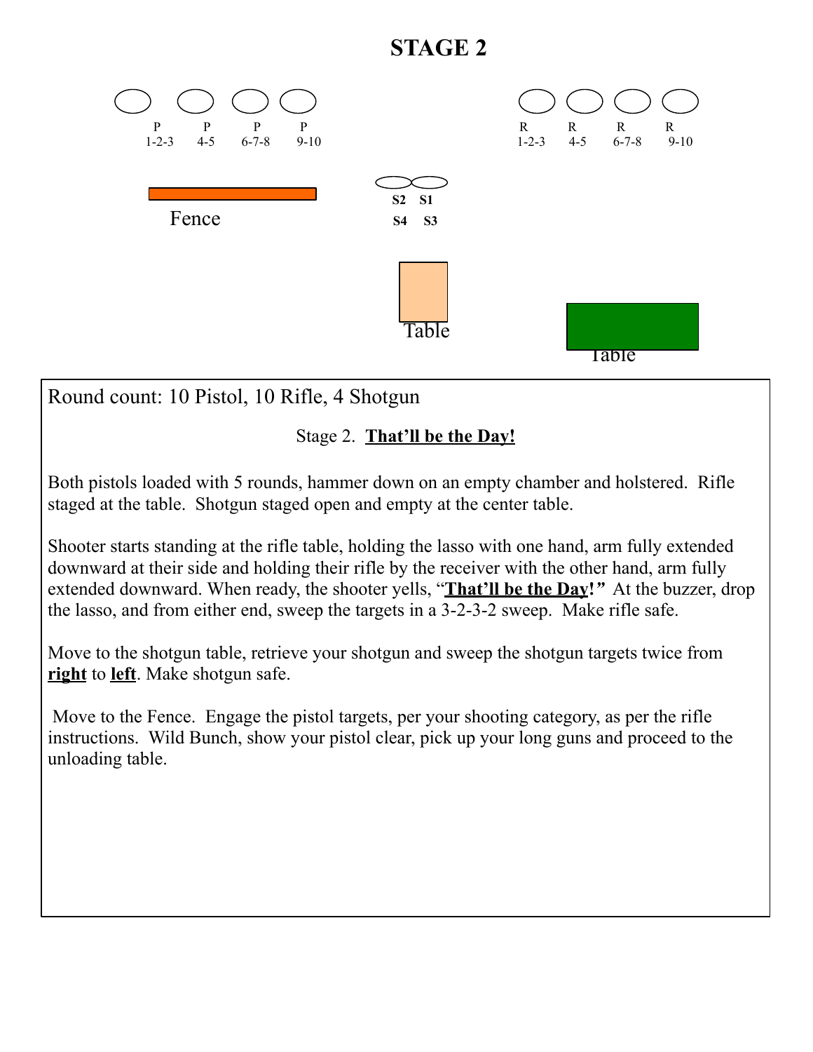# STAGE 2

P 1-2-3    P 4-5    P 6-7-8    P 9-10

R 1-2-3    R 4-5    R 6-7-8    R 9-10

Fence

S2 S1
S4 S3

Table

Table

Round count: 10 Pistol, 10 Rifle, 4 Shotgun

Stage 2. **<u>That'll be the Day!</u>**

Both pistols loaded with 5 rounds, hammer down on an empty chamber and holstered. Rifle staged at the table. Shotgun staged open and empty at the center table.

Shooter starts standing at the rifle table, holding the lasso with one hand, arm fully extended downward at their side and holding their rifle by the receiver with the other hand, arm fully extended downward. When ready, the shooter yells, "**<u>That'll be the Day</u>!"** At the buzzer, drop the lasso, and from either end, sweep the targets in a 3-2-3-2 sweep. Make rifle safe.

Move to the shotgun table, retrieve your shotgun and sweep the shotgun targets twice from **<u>right</u>** to **<u>left</u>**. Make shotgun safe.

Move to the Fence. Engage the pistol targets, per your shooting category, as per the rifle instructions. Wild Bunch, show your pistol clear, pick up your long guns and proceed to the unloading table.